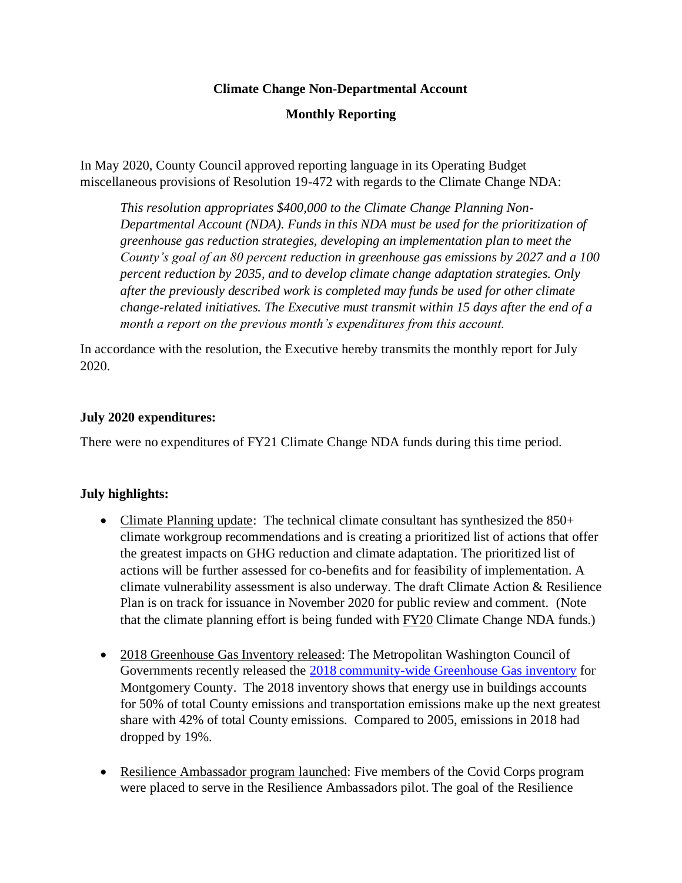**Climate Change Non-Departmental Account**

**Monthly Reporting**

In May 2020, County Council approved reporting language in its Operating Budget miscellaneous provisions of Resolution 19-472 with regards to the Climate Change NDA:

> *This resolution appropriates $400,000 to the Climate Change Planning Non-Departmental Account (NDA). Funds in this NDA must be used for the prioritization of greenhouse gas reduction strategies, developing an implementation plan to meet the County's goal of an 80 percent reduction in greenhouse gas emissions by 2027 and a 100 percent reduction by 2035, and to develop climate change adaptation strategies. Only after the previously described work is completed may funds be used for other climate change-related initiatives. The Executive must transmit within 15 days after the end of a month a report on the previous month's expenditures from this account.*

In accordance with the resolution, the Executive hereby transmits the monthly report for July 2020.

**July 2020 expenditures:**

There were no expenditures of FY21 Climate Change NDA funds during this time period.

**July highlights:**

- Climate Planning update: The technical climate consultant has synthesized the 850+ climate workgroup recommendations and is creating a prioritized list of actions that offer the greatest impacts on GHG reduction and climate adaptation. The prioritized list of actions will be further assessed for co-benefits and for feasibility of implementation. A climate vulnerability assessment is also underway. The draft Climate Action & Resilience Plan is on track for issuance in November 2020 for public review and comment. (Note that the climate planning effort is being funded with FY20 Climate Change NDA funds.)

- 2018 Greenhouse Gas Inventory released: The Metropolitan Washington Council of Governments recently released the [2018 community-wide Greenhouse Gas inventory] for Montgomery County. The 2018 inventory shows that energy use in buildings accounts for 50% of total County emissions and transportation emissions make up the next greatest share with 42% of total County emissions. Compared to 2005, emissions in 2018 had dropped by 19%.

- Resilience Ambassador program launched: Five members of the Covid Corps program were placed to serve in the Resilience Ambassadors pilot. The goal of the Resilience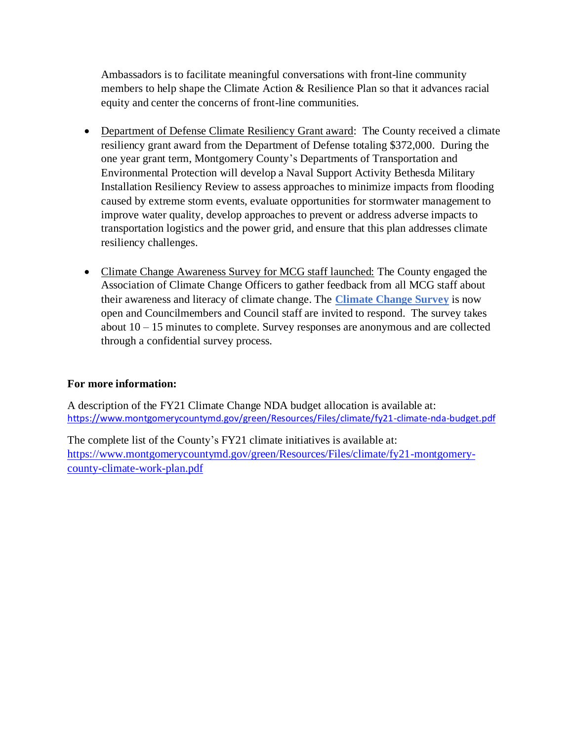Ambassadors is to facilitate meaningful conversations with front-line community members to help shape the Climate Action & Resilience Plan so that it advances racial equity and center the concerns of front-line communities.

- Department of Defense Climate Resiliency Grant award: The County received a climate resiliency grant award from the Department of Defense totaling $372,000. During the one year grant term, Montgomery County's Departments of Transportation and Environmental Protection will develop a Naval Support Activity Bethesda Military Installation Resiliency Review to assess approaches to minimize impacts from flooding caused by extreme storm events, evaluate opportunities for stormwater management to improve water quality, develop approaches to prevent or address adverse impacts to transportation logistics and the power grid, and ensure that this plan addresses climate resiliency challenges.

- Climate Change Awareness Survey for MCG staff launched: The County engaged the Association of Climate Change Officers to gather feedback from all MCG staff about their awareness and literacy of climate change. The **Climate Change Survey** is now open and Councilmembers and Council staff are invited to respond. The survey takes about 10 – 15 minutes to complete. Survey responses are anonymous and are collected through a confidential survey process.

**For more information:**

A description of the FY21 Climate Change NDA budget allocation is available at: https://www.montgomerycountymd.gov/green/Resources/Files/climate/fy21-climate-nda-budget.pdf

The complete list of the County's FY21 climate initiatives is available at: https://www.montgomerycountymd.gov/green/Resources/Files/climate/fy21-montgomery-county-climate-work-plan.pdf